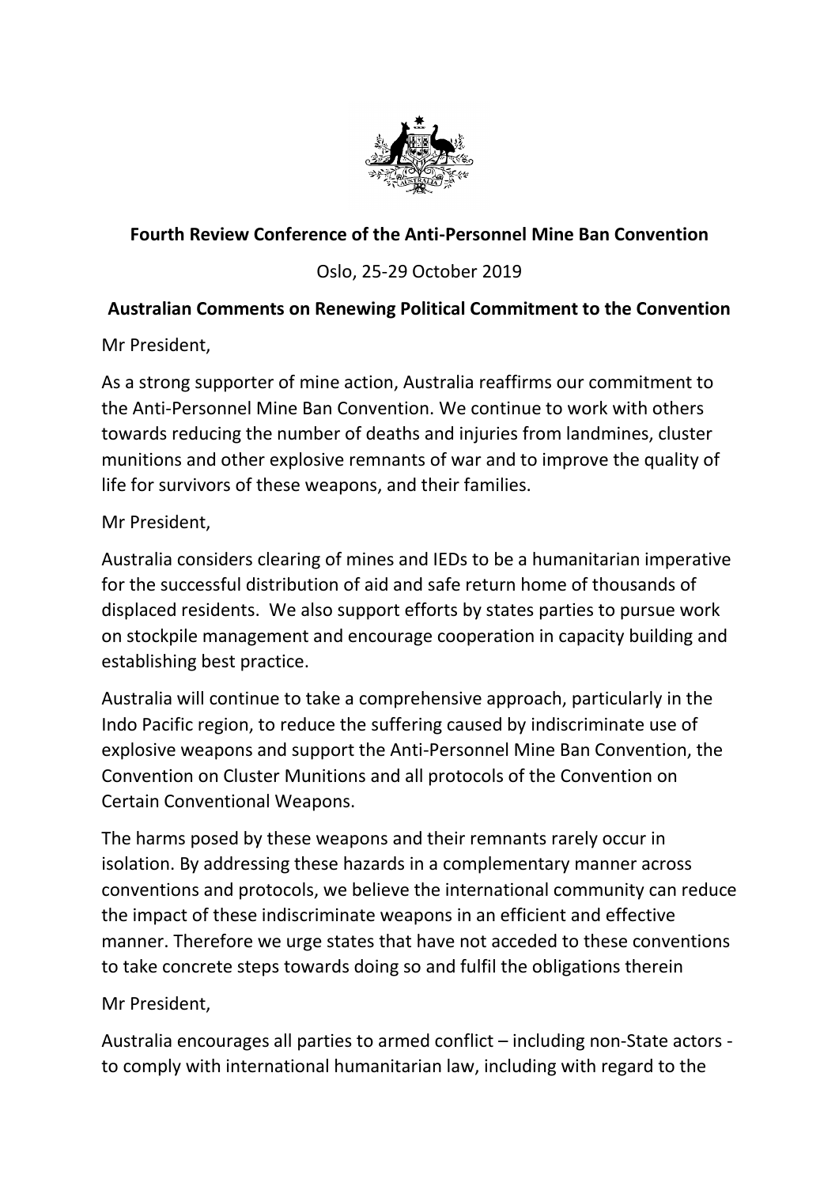**Fourth Review Conference of the Anti-Personnel Mine Ban Convention**

Oslo, 25-29 October 2019

**Australian Comments on Renewing Political Commitment to the Convention**

Mr President,

As a strong supporter of mine action, Australia reaffirms our commitment to the Anti-Personnel Mine Ban Convention. We continue to work with others towards reducing the number of deaths and injuries from landmines, cluster munitions and other explosive remnants of war and to improve the quality of life for survivors of these weapons, and their families.

Mr President,

Australia considers clearing of mines and IEDs to be a humanitarian imperative for the successful distribution of aid and safe return home of thousands of displaced residents. We also support efforts by states parties to pursue work on stockpile management and encourage cooperation in capacity building and establishing best practice.

Australia will continue to take a comprehensive approach, particularly in the Indo Pacific region, to reduce the suffering caused by indiscriminate use of explosive weapons and support the Anti-Personnel Mine Ban Convention, the Convention on Cluster Munitions and all protocols of the Convention on Certain Conventional Weapons.

The harms posed by these weapons and their remnants rarely occur in isolation. By addressing these hazards in a complementary manner across conventions and protocols, we believe the international community can reduce the impact of these indiscriminate weapons in an efficient and effective manner. Therefore we urge states that have not acceded to these conventions to take concrete steps towards doing so and fulfil the obligations therein

Mr President,

Australia encourages all parties to armed conflict – including non-State actors - to comply with international humanitarian law, including with regard to the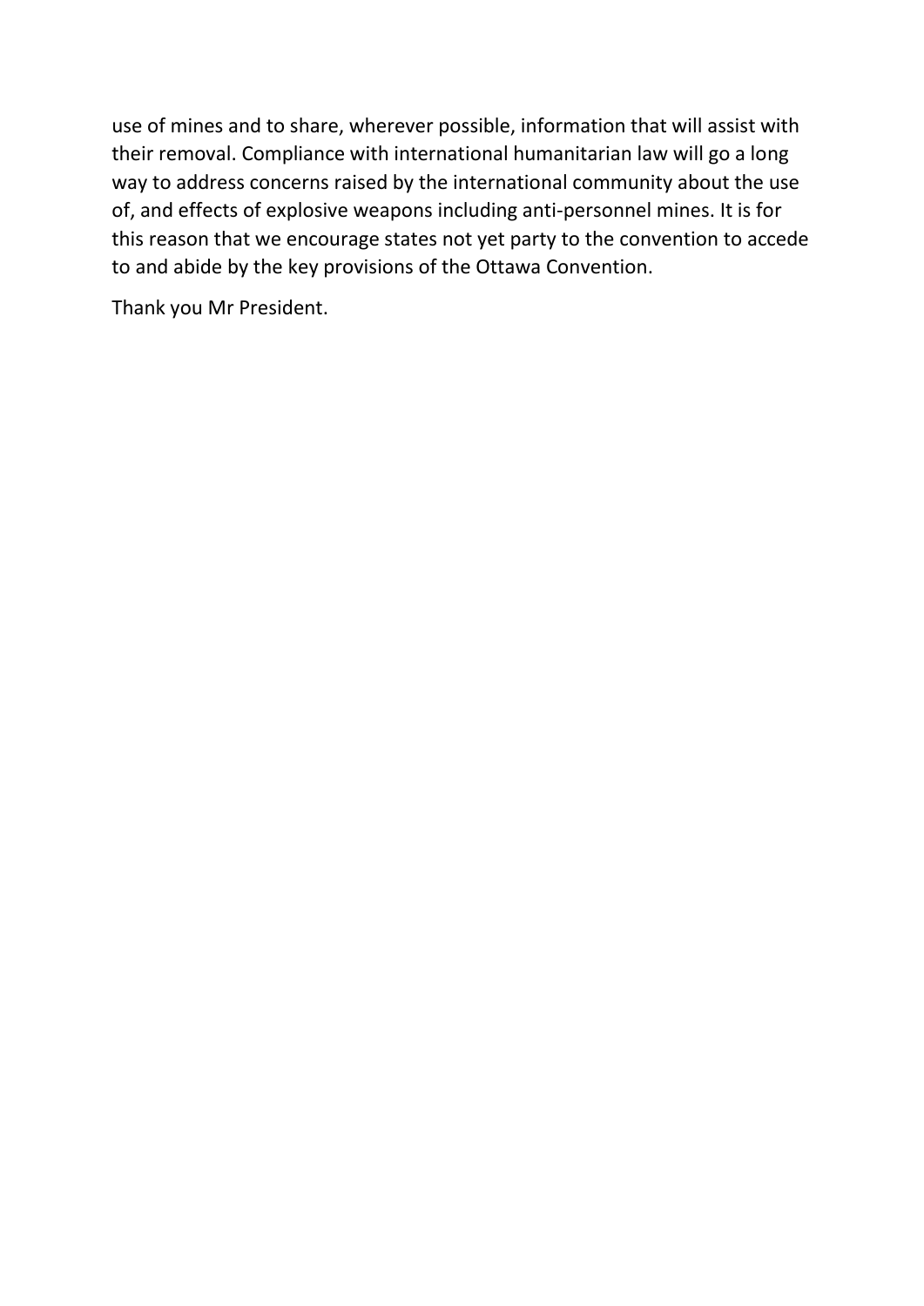use of mines and to share, wherever possible, information that will assist with their removal. Compliance with international humanitarian law will go a long way to address concerns raised by the international community about the use of, and effects of explosive weapons including anti-personnel mines. It is for this reason that we encourage states not yet party to the convention to accede to and abide by the key provisions of the Ottawa Convention.

Thank you Mr President.